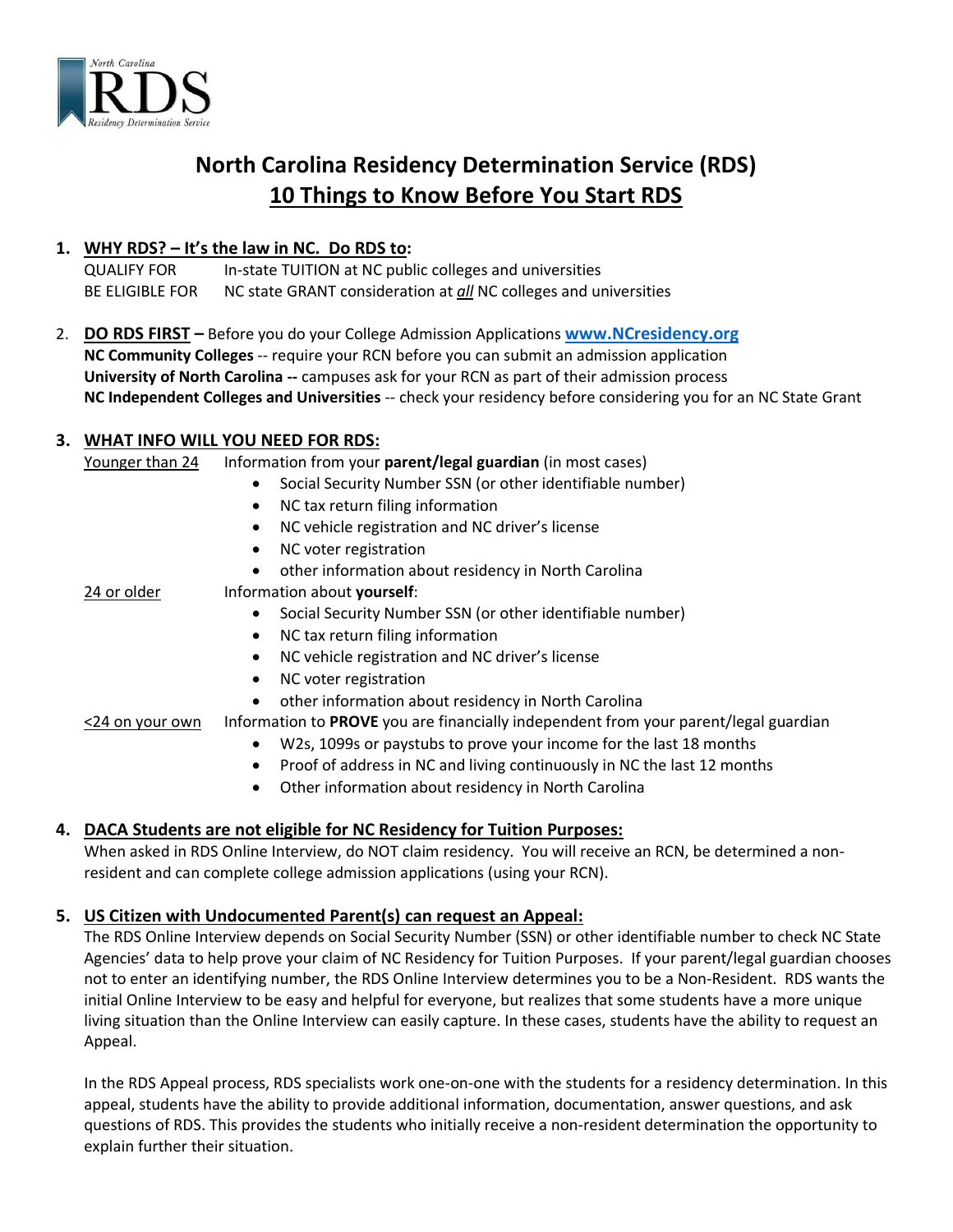# North Carolina Residency Determination Service (RDS)

## 10 Things to Know Before You Start RDS

1. **WHY RDS? – It's the law in NC. Do RDS to:**

   QUALIFY FOR — In-state TUITION at NC public colleges and universities

   BE ELIGIBLE FOR — NC state GRANT consideration at ***all*** NC colleges and universities

2. **DO RDS FIRST –** Before you do your College Admission Applications **www.NCresidency.org**

   **NC Community Colleges** -- require your RCN before you can submit an admission application

   **University of North Carolina --** campuses ask for your RCN as part of their admission process

   **NC Independent Colleges and Universities** -- check your residency before considering you for an NC State Grant

3. **WHAT INFO WILL YOU NEED FOR RDS:**

   Younger than 24 — Information from your **parent/legal guardian** (in most cases)
   - Social Security Number SSN (or other identifiable number)
   - NC tax return filing information
   - NC vehicle registration and NC driver's license
   - NC voter registration
   - other information about residency in North Carolina

   24 or older — Information about **yourself**:
   - Social Security Number SSN (or other identifiable number)
   - NC tax return filing information
   - NC vehicle registration and NC driver's license
   - NC voter registration
   - other information about residency in North Carolina

   <24 on your own — Information to **PROVE** you are financially independent from your parent/legal guardian
   - W2s, 1099s or paystubs to prove your income for the last 18 months
   - Proof of address in NC and living continuously in NC the last 12 months
   - Other information about residency in North Carolina

4. **DACA Students are not eligible for NC Residency for Tuition Purposes:**

   When asked in RDS Online Interview, do NOT claim residency. You will receive an RCN, be determined a non-resident and can complete college admission applications (using your RCN).

5. **US Citizen with Undocumented Parent(s) can request an Appeal:**

   The RDS Online Interview depends on Social Security Number (SSN) or other identifiable number to check NC State Agencies' data to help prove your claim of NC Residency for Tuition Purposes. If your parent/legal guardian chooses not to enter an identifying number, the RDS Online Interview determines you to be a Non-Resident. RDS wants the initial Online Interview to be easy and helpful for everyone, but realizes that some students have a more unique living situation than the Online Interview can easily capture. In these cases, students have the ability to request an Appeal.

   In the RDS Appeal process, RDS specialists work one-on-one with the students for a residency determination. In this appeal, students have the ability to provide additional information, documentation, answer questions, and ask questions of RDS. This provides the students who initially receive a non-resident determination the opportunity to explain further their situation.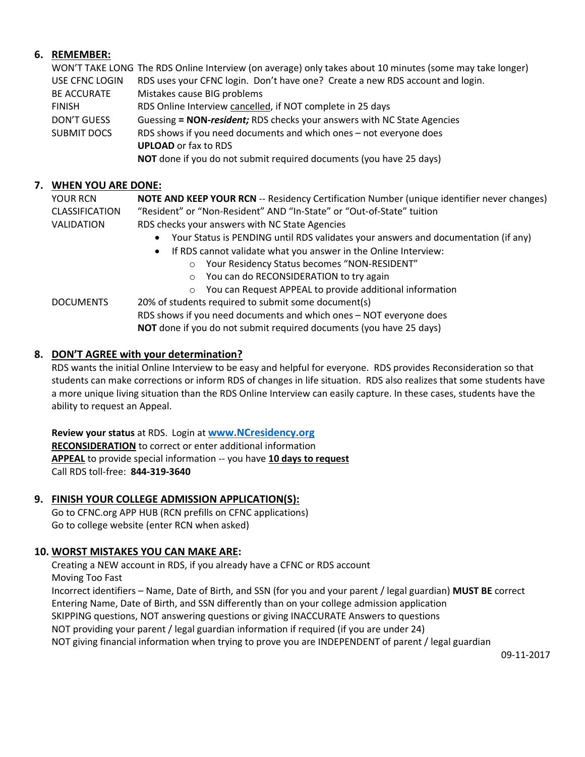## 6. REMEMBER:

| | |
|---|---|
| WON'T TAKE LONG | The RDS Online Interview (on average) only takes about 10 minutes (some may take longer) |
| USE CFNC LOGIN | RDS uses your CFNC login. Don't have one? Create a new RDS account and login. |
| BE ACCURATE | Mistakes cause BIG problems |
| FINISH | RDS Online Interview cancelled, if NOT complete in 25 days |
| DON'T GUESS | Guessing **= NON-*resident;*** RDS checks your answers with NC State Agencies |
| SUBMIT DOCS | RDS shows if you need documents and which ones – not everyone does<br>**UPLOAD** or fax to RDS<br>**NOT** done if you do not submit required documents (you have 25 days) |

## 7. WHEN YOU ARE DONE:

| | |
|---|---|
| YOUR RCN | **NOTE AND KEEP YOUR RCN** -- Residency Certification Number (unique identifier never changes) |
| CLASSIFICATION | "Resident" or "Non-Resident" AND "In-State" or "Out-of-State" tuition |
| VALIDATION | RDS checks your answers with NC State Agencies |

- Your Status is PENDING until RDS validates your answers and documentation (if any)
- If RDS cannot validate what you answer in the Online Interview:
  - Your Residency Status becomes "NON-RESIDENT"
  - You can do RECONSIDERATION to try again
  - You can Request APPEAL to provide additional information

| | |
|---|---|
| DOCUMENTS | 20% of students required to submit some document(s)<br>RDS shows if you need documents and which ones – NOT everyone does<br>**NOT** done if you do not submit required documents (you have 25 days) |

## 8. DON'T AGREE with your determination?

RDS wants the initial Online Interview to be easy and helpful for everyone. RDS provides Reconsideration so that students can make corrections or inform RDS of changes in life situation. RDS also realizes that some students have a more unique living situation than the RDS Online Interview can easily capture. In these cases, students have the ability to request an Appeal.

**Review your status** at RDS. Login at **www.NCresidency.org**
**RECONSIDERATION** to correct or enter additional information
**APPEAL** to provide special information -- you have **10 days to request**
Call RDS toll-free: **844-319-3640**

## 9. FINISH YOUR COLLEGE ADMISSION APPLICATION(S):

Go to CFNC.org APP HUB (RCN prefills on CFNC applications)
Go to college website (enter RCN when asked)

## 10. WORST MISTAKES YOU CAN MAKE ARE:

Creating a NEW account in RDS, if you already have a CFNC or RDS account
Moving Too Fast
Incorrect identifiers – Name, Date of Birth, and SSN (for you and your parent / legal guardian) **MUST BE** correct
Entering Name, Date of Birth, and SSN differently than on your college admission application
SKIPPING questions, NOT answering questions or giving INACCURATE Answers to questions
NOT providing your parent / legal guardian information if required (if you are under 24)
NOT giving financial information when trying to prove you are INDEPENDENT of parent / legal guardian

09-11-2017